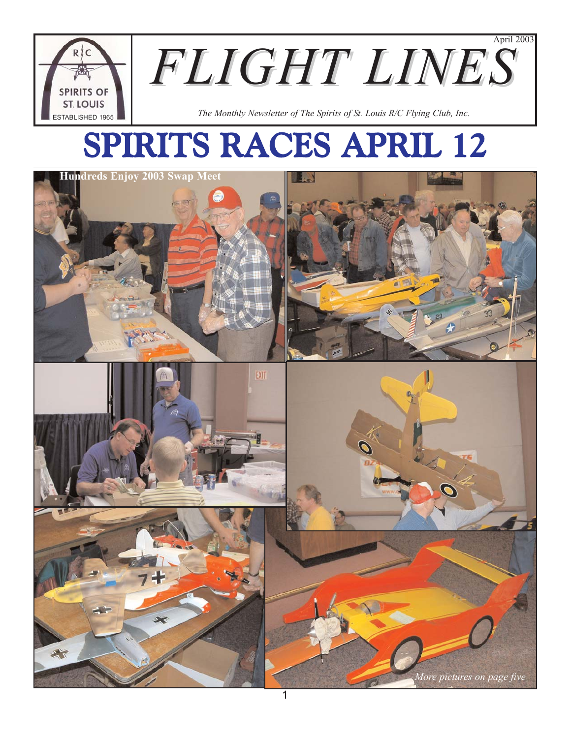April 2003

# FLIGHT LINES

*The Monthly Newsletter of The Spirits of St. Louis R/C Flying Club, Inc.*

# SPIRITS RACES APRIL 12

**Hundreds Enjoy 2003 Swap Meet**

*More pictures on page five*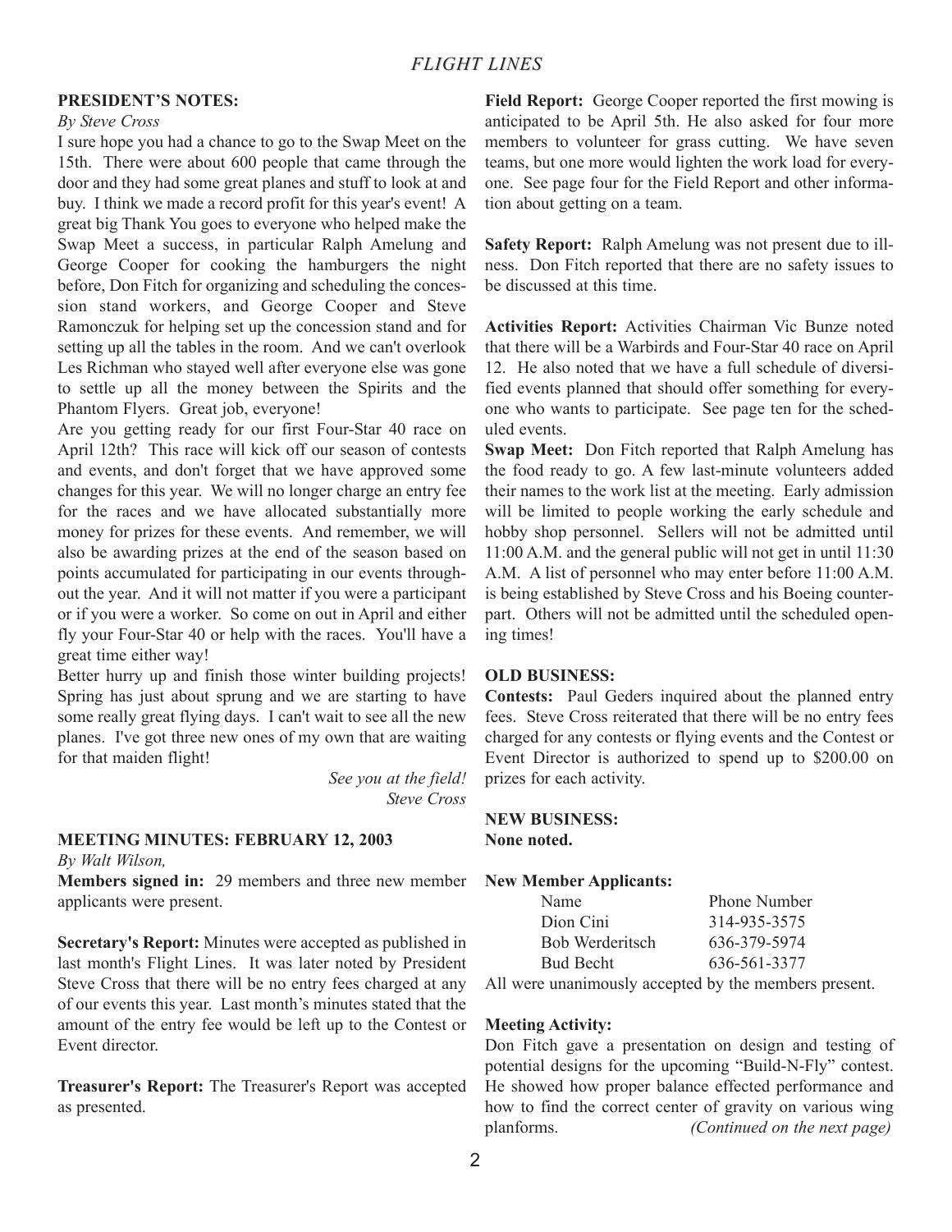## PRESIDENT'S NOTES:

*By Steve Cross*

I sure hope you had a chance to go to the Swap Meet on the 15th. There were about 600 people that came through the door and they had some great planes and stuff to look at and buy. I think we made a record profit for this year's event! A great big Thank You goes to everyone who helped make the Swap Meet a success, in particular Ralph Amelung and George Cooper for cooking the hamburgers the night before, Don Fitch for organizing and scheduling the concession stand workers, and George Cooper and Steve Ramonczuk for helping set up the concession stand and for setting up all the tables in the room. And we can't overlook Les Richman who stayed well after everyone else was gone to settle up all the money between the Spirits and the Phantom Flyers. Great job, everyone!

Are you getting ready for our first Four-Star 40 race on April 12th? This race will kick off our season of contests and events, and don't forget that we have approved some changes for this year. We will no longer charge an entry fee for the races and we have allocated substantially more money for prizes for these events. And remember, we will also be awarding prizes at the end of the season based on points accumulated for participating in our events throughout the year. And it will not matter if you were a participant or if you were a worker. So come on out in April and either fly your Four-Star 40 or help with the races. You'll have a great time either way!

Better hurry up and finish those winter building projects! Spring has just about sprung and we are starting to have some really great flying days. I can't wait to see all the new planes. I've got three new ones of my own that are waiting for that maiden flight!

*See you at the field!*
*Steve Cross*

## MEETING MINUTES: FEBRUARY 12, 2003

*By Walt Wilson,*

**Members signed in:** 29 members and three new member applicants were present.

**Secretary's Report:** Minutes were accepted as published in last month's Flight Lines. It was later noted by President Steve Cross that there will be no entry fees charged at any of our events this year. Last month's minutes stated that the amount of the entry fee would be left up to the Contest or Event director.

**Treasurer's Report:** The Treasurer's Report was accepted as presented.

**Field Report:** George Cooper reported the first mowing is anticipated to be April 5th. He also asked for four more members to volunteer for grass cutting. We have seven teams, but one more would lighten the work load for everyone. See page four for the Field Report and other information about getting on a team.

**Safety Report:** Ralph Amelung was not present due to illness. Don Fitch reported that there are no safety issues to be discussed at this time.

**Activities Report:** Activities Chairman Vic Bunze noted that there will be a Warbirds and Four-Star 40 race on April 12. He also noted that we have a full schedule of diversified events planned that should offer something for everyone who wants to participate. See page ten for the scheduled events.

**Swap Meet:** Don Fitch reported that Ralph Amelung has the food ready to go. A few last-minute volunteers added their names to the work list at the meeting. Early admission will be limited to people working the early schedule and hobby shop personnel. Sellers will not be admitted until 11:00 A.M. and the general public will not get in until 11:30 A.M. A list of personnel who may enter before 11:00 A.M. is being established by Steve Cross and his Boeing counterpart. Others will not be admitted until the scheduled opening times!

### OLD BUSINESS:

**Contests:** Paul Geders inquired about the planned entry fees. Steve Cross reiterated that there will be no entry fees charged for any contests or flying events and the Contest or Event Director is authorized to spend up to $200.00 on prizes for each activity.

### NEW BUSINESS:

**None noted.**

**New Member Applicants:**

| Name | Phone Number |
|---|---|
| Dion Cini | 314-935-3575 |
| Bob Werderitsch | 636-379-5974 |
| Bud Becht | 636-561-3377 |

All were unanimously accepted by the members present.

**Meeting Activity:**

Don Fitch gave a presentation on design and testing of potential designs for the upcoming "Build-N-Fly" contest. He showed how proper balance effected performance and how to find the correct center of gravity on various wing planforms. *(Continued on the next page)*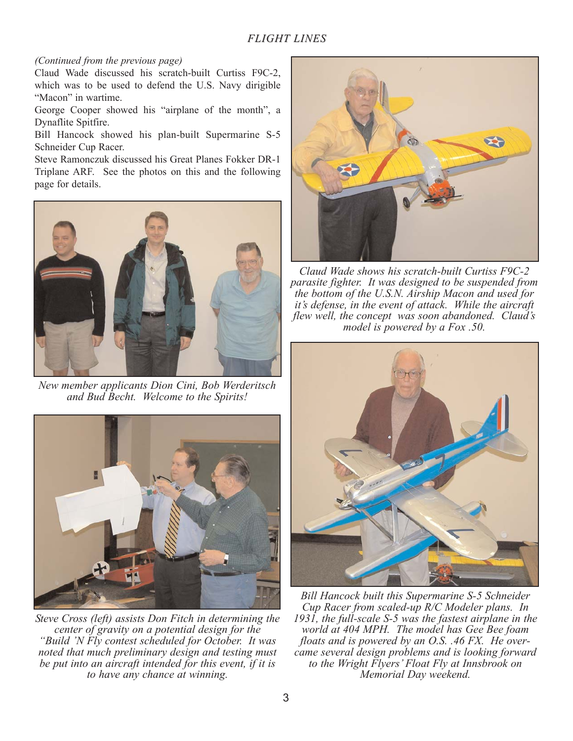*(Continued from the previous page)*

Claud Wade discussed his scratch-built Curtiss F9C-2, which was to be used to defend the U.S. Navy dirigible "Macon" in wartime.

George Cooper showed his "airplane of the month", a Dynaflite Spitfire.

Bill Hancock showed his plan-built Supermarine S-5 Schneider Cup Racer.

Steve Ramonczuk discussed his Great Planes Fokker DR-1 Triplane ARF. See the photos on this and the following page for details.

*New member applicants Dion Cini, Bob Werderitsch and Bud Becht. Welcome to the Spirits!*

*Steve Cross (left) assists Don Fitch in determining the center of gravity on a potential design for the "Build 'N Fly contest scheduled for October. It was noted that much preliminary design and testing must be put into an aircraft intended for this event, if it is to have any chance at winning.*

*Claud Wade shows his scratch-built Curtiss F9C-2 parasite fighter. It was designed to be suspended from the bottom of the U.S.N. Airship Macon and used for it's defense, in the event of attack. While the aircraft flew well, the concept was soon abandoned. Claud's model is powered by a Fox .50.*

*Bill Hancock built this Supermarine S-5 Schneider Cup Racer from scaled-up R/C Modeler plans. In 1931, the full-scale S-5 was the fastest airplane in the world at 404 MPH. The model has Gee Bee foam floats and is powered by an O.S. .46 FX. He overcame several design problems and is looking forward to the Wright Flyers' Float Fly at Innsbrook on Memorial Day weekend.*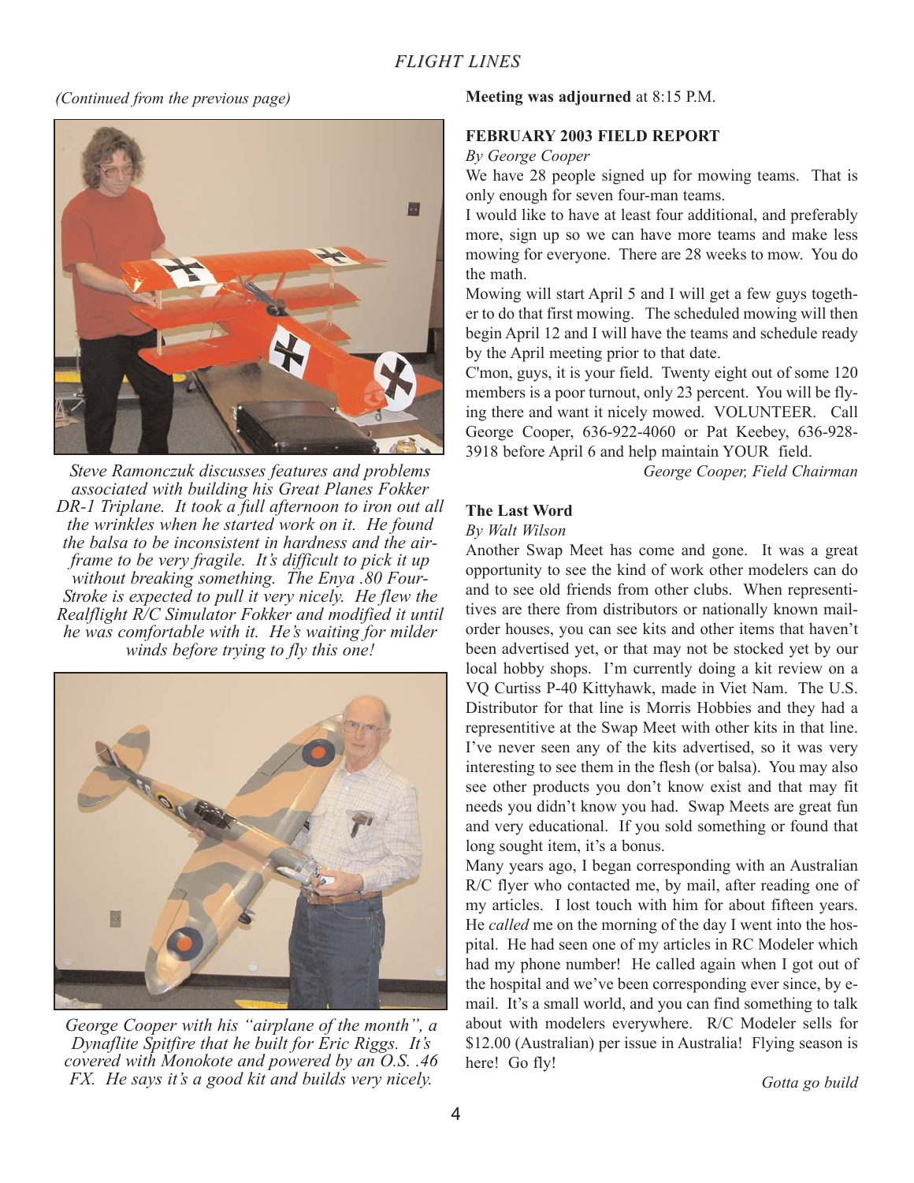*(Continued from the previous page)*

*Steve Ramonczuk discusses features and problems associated with building his Great Planes Fokker DR-1 Triplane. It took a full afternoon to iron out all the wrinkles when he started work on it. He found the balsa to be inconsistent in hardness and the airframe to be very fragile. It's difficult to pick it up without breaking something. The Enya .80 Four-Stroke is expected to pull it very nicely. He flew the Realflight R/C Simulator Fokker and modified it until he was comfortable with it. He's waiting for milder winds before trying to fly this one!*

*George Cooper with his "airplane of the month", a Dynaflite Spitfire that he built for Eric Riggs. It's covered with Monokote and powered by an O.S. .46 FX. He says it's a good kit and builds very nicely.*

**Meeting was adjourned** at 8:15 P.M.

**FEBRUARY 2003 FIELD REPORT**

*By George Cooper*

We have 28 people signed up for mowing teams. That is only enough for seven four-man teams.

I would like to have at least four additional, and preferably more, sign up so we can have more teams and make less mowing for everyone. There are 28 weeks to mow. You do the math.

Mowing will start April 5 and I will get a few guys together to do that first mowing. The scheduled mowing will then begin April 12 and I will have the teams and schedule ready by the April meeting prior to that date.

C'mon, guys, it is your field. Twenty eight out of some 120 members is a poor turnout, only 23 percent. You will be flying there and want it nicely mowed. VOLUNTEER. Call George Cooper, 636-922-4060 or Pat Keebey, 636-928-3918 before April 6 and help maintain YOUR field.

*George Cooper, Field Chairman*

**The Last Word**

*By Walt Wilson*

Another Swap Meet has come and gone. It was a great opportunity to see the kind of work other modelers can do and to see old friends from other clubs. When representitives are there from distributors or nationally known mail-order houses, you can see kits and other items that haven't been advertised yet, or that may not be stocked yet by our local hobby shops. I'm currently doing a kit review on a VQ Curtiss P-40 Kittyhawk, made in Viet Nam. The U.S. Distributor for that line is Morris Hobbies and they had a representitive at the Swap Meet with other kits in that line. I've never seen any of the kits advertised, so it was very interesting to see them in the flesh (or balsa). You may also see other products you don't know exist and that may fit needs you didn't know you had. Swap Meets are great fun and very educational. If you sold something or found that long sought item, it's a bonus.

Many years ago, I began corresponding with an Australian R/C flyer who contacted me, by mail, after reading one of my articles. I lost touch with him for about fifteen years. He *called* me on the morning of the day I went into the hospital. He had seen one of my articles in RC Modeler which had my phone number! He called again when I got out of the hospital and we've been corresponding ever since, by e-mail. It's a small world, and you can find something to talk about with modelers everywhere. R/C Modeler sells for $12.00 (Australian) per issue in Australia! Flying season is here! Go fly!

*Gotta go build*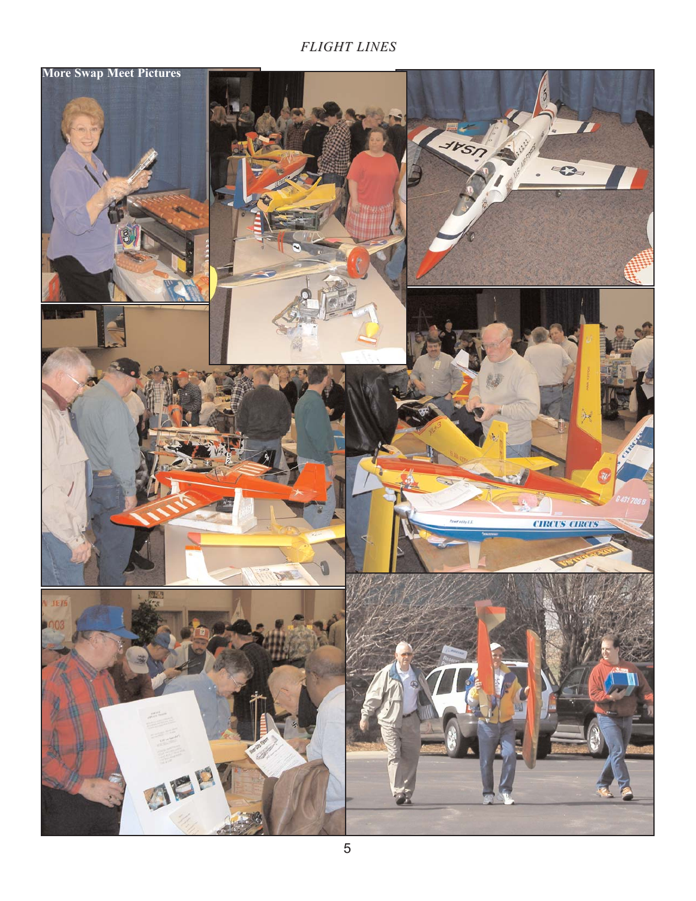## More Swap Meet Pictures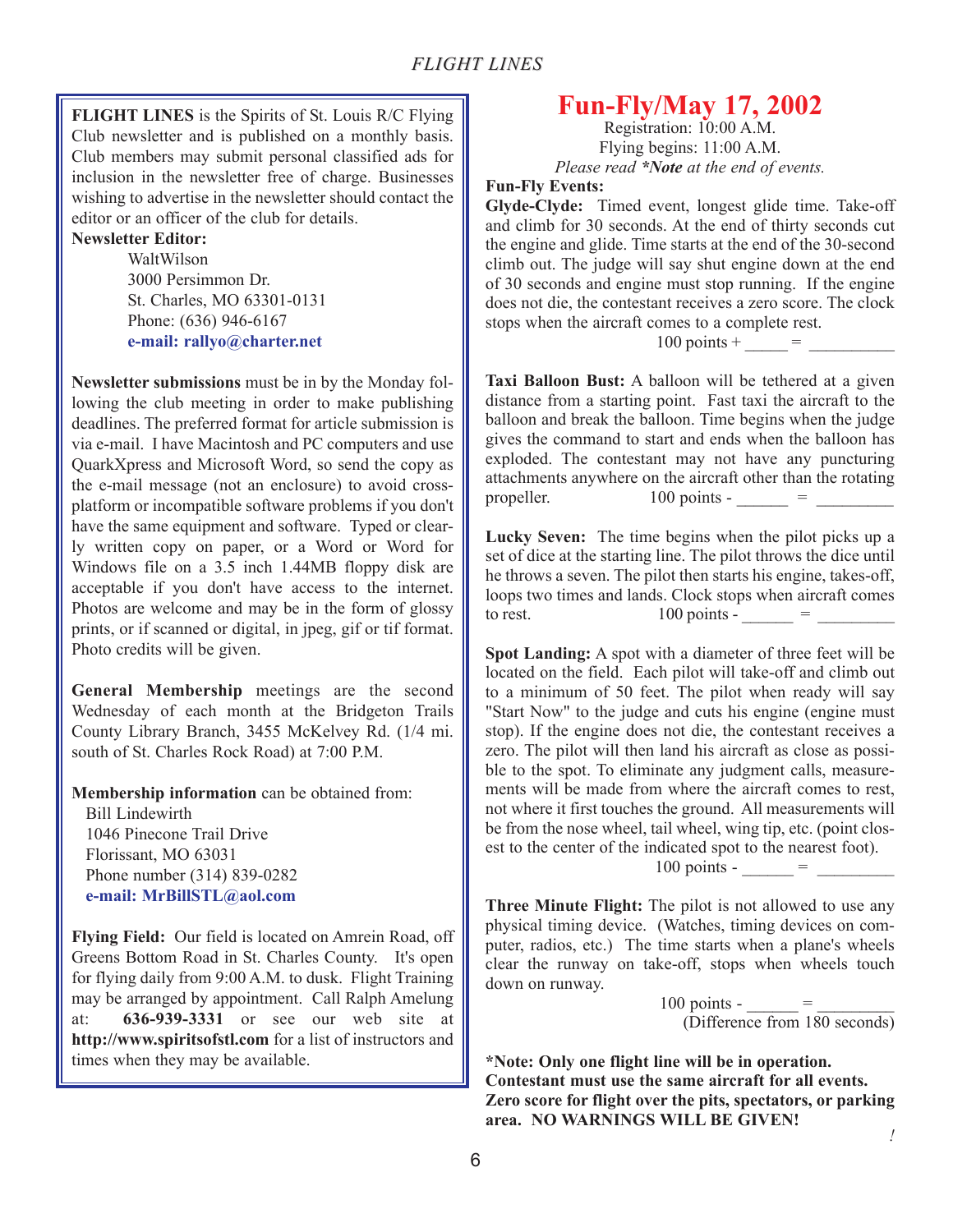**FLIGHT LINES** is the Spirits of St. Louis R/C Flying Club newsletter and is published on a monthly basis. Club members may submit personal classified ads for inclusion in the newsletter free of charge. Businesses wishing to advertise in the newsletter should contact the editor or an officer of the club for details.

**Newsletter Editor:**

WaltWilson
3000 Persimmon Dr.
St. Charles, MO 63301-0131
Phone: (636) 946-6167
**e-mail: rallyo@charter.net**

**Newsletter submissions** must be in by the Monday following the club meeting in order to make publishing deadlines. The preferred format for article submission is via e-mail. I have Macintosh and PC computers and use QuarkXpress and Microsoft Word, so send the copy as the e-mail message (not an enclosure) to avoid cross-platform or incompatible software problems if you don't have the same equipment and software. Typed or clearly written copy on paper, or a Word or Word for Windows file on a 3.5 inch 1.44MB floppy disk are acceptable if you don't have access to the internet. Photos are welcome and may be in the form of glossy prints, or if scanned or digital, in jpeg, gif or tif format. Photo credits will be given.

**General Membership** meetings are the second Wednesday of each month at the Bridgeton Trails County Library Branch, 3455 McKelvey Rd. (1/4 mi. south of St. Charles Rock Road) at 7:00 P.M.

**Membership information** can be obtained from:

Bill Lindewirth
1046 Pinecone Trail Drive
Florissant, MO 63031
Phone number (314) 839-0282
**e-mail: MrBillSTL@aol.com**

**Flying Field:** Our field is located on Amrein Road, off Greens Bottom Road in St. Charles County. It's open for flying daily from 9:00 A.M. to dusk. Flight Training may be arranged by appointment. Call Ralph Amelung at: **636-939-3331** or see our web site at **http://www.spiritsofstl.com** for a list of instructors and times when they may be available.

# Fun-Fly/May 17, 2002

Registration: 10:00 A.M.
Flying begins: 11:00 A.M.
*Please read* ***\*Note*** *at the end of events.*

**Fun-Fly Events:**

**Glyde-Clyde:** Timed event, longest glide time. Take-off and climb for 30 seconds. At the end of thirty seconds cut the engine and glide. Time starts at the end of the 30-second climb out. The judge will say shut engine down at the end of 30 seconds and engine must stop running. If the engine does not die, the contestant receives a zero score. The clock stops when the aircraft comes to a complete rest.

100 points + _____ = __________

**Taxi Balloon Bust:** A balloon will be tethered at a given distance from a starting point. Fast taxi the aircraft to the balloon and break the balloon. Time begins when the judge gives the command to start and ends when the balloon has exploded. The contestant may not have any puncturing attachments anywhere on the aircraft other than the rotating propeller. 100 points - ______ = _________

**Lucky Seven:** The time begins when the pilot picks up a set of dice at the starting line. The pilot throws the dice until he throws a seven. The pilot then starts his engine, takes-off, loops two times and lands. Clock stops when aircraft comes to rest. 100 points - ______ = _________

**Spot Landing:** A spot with a diameter of three feet will be located on the field. Each pilot will take-off and climb out to a minimum of 50 feet. The pilot when ready will say "Start Now" to the judge and cuts his engine (engine must stop). If the engine does not die, the contestant receives a zero. The pilot will then land his aircraft as close as possible to the spot. To eliminate any judgment calls, measurements will be made from where the aircraft comes to rest, not where it first touches the ground. All measurements will be from the nose wheel, tail wheel, wing tip, etc. (point closest to the center of the indicated spot to the nearest foot).

100 points - ______ = _________

**Three Minute Flight:** The pilot is not allowed to use any physical timing device. (Watches, timing device on computer, radios, etc.) The time starts when a plane's wheels clear the runway on take-off, stops when wheels touch down on runway.

100 points - ______ = _________
(Difference from 180 seconds)

**\*Note: Only one flight line will be in operation. Contestant must use the same aircraft for all events. Zero score for flight over the pits, spectators, or parking area. NO WARNINGS WILL BE GIVEN!**